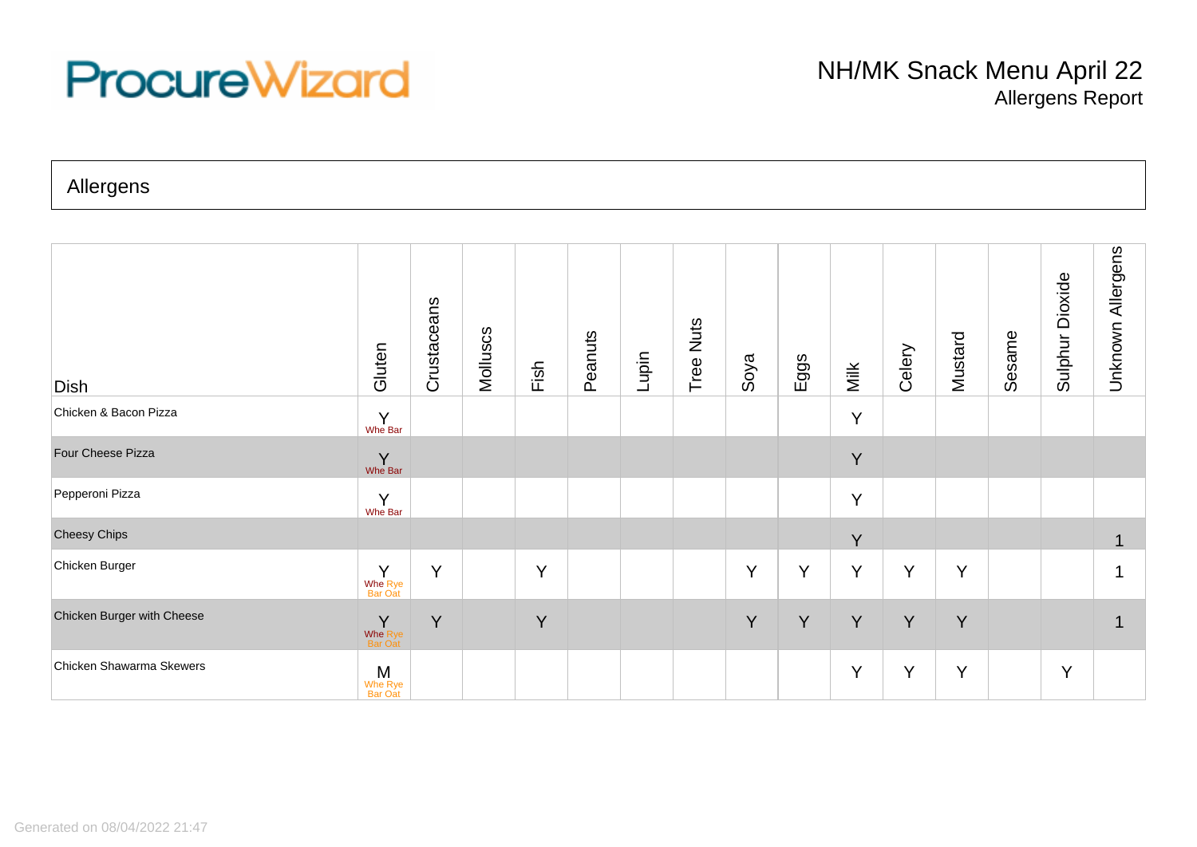ProcureWizard

# NH/MK Snack Menu April 22

## Allergens Report

## Allergens

| Dish | Gluten | Crustaceans | Molluscs | Fish | Peanuts | Lupin | Tree Nuts | Soya | Eggs | Milk | Celery | Mustard | Sesame | Sulphur Dioxide | Unknown Allergens |
|---|---|---|---|---|---|---|---|---|---|---|---|---|---|---|---|
| Chicken & Bacon Pizza | Y Whe Bar | | | | | | | | | Y | | | | | |
| Four Cheese Pizza | Y Whe Bar | | | | | | | | | Y | | | | | |
| Pepperoni Pizza | Y Whe Bar | | | | | | | | | Y | | | | | |
| Cheesy Chips | | | | | | | | | | Y | | | | | 1 |
| Chicken Burger | Y Whe Rye Bar Oat | Y | | Y | | | | Y | Y | Y | Y | Y | | | 1 |
| Chicken Burger with Cheese | Y Whe Rye Bar Oat | Y | | Y | | | | Y | Y | Y | Y | Y | | | 1 |
| Chicken Shawarma Skewers | M Whe Rye Bar Oat | | | | | | | | | Y | Y | Y | | Y | |

Generated on 08/04/2022 21:47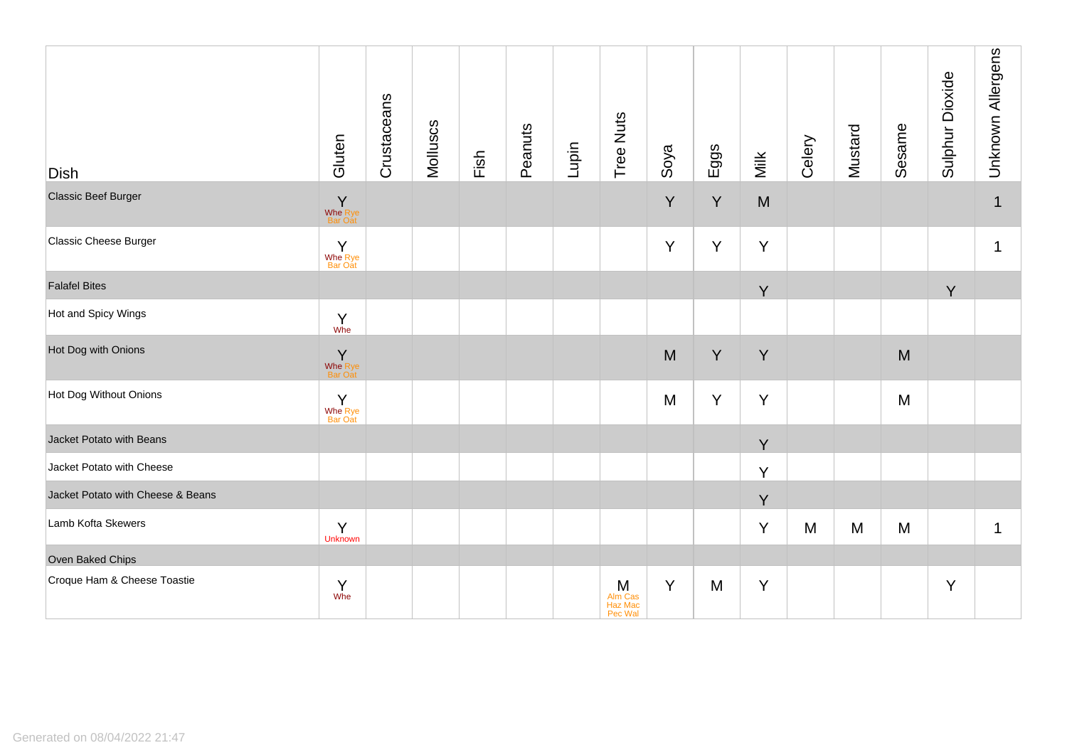| Dish | Gluten | Crustaceans | Molluscs | Fish | Peanuts | Lupin | Tree Nuts | Soya | Eggs | Milk | Celery | Mustard | Sesame | Sulphur Dioxide | Unknown Allergens |
|---|---|---|---|---|---|---|---|---|---|---|---|---|---|---|---|
| Classic Beef Burger | Y Whe Rye Bar Oat | | | | | | | Y | Y | M | | | | | 1 |
| Classic Cheese Burger | Y Whe Rye Bar Oat | | | | | | | Y | Y | Y | | | | | 1 |
| Falafel Bites | | | | | | | | | | Y | | | | Y | |
| Hot and Spicy Wings | Y Whe | | | | | | | | | | | | | | |
| Hot Dog with Onions | Y Whe Rye Bar Oat | | | | | | | M | Y | Y | | | M | | |
| Hot Dog Without Onions | Y Whe Rye Bar Oat | | | | | | | M | Y | Y | | | M | | |
| Jacket Potato with Beans | | | | | | | | | | Y | | | | | |
| Jacket Potato with Cheese | | | | | | | | | | Y | | | | | |
| Jacket Potato with Cheese & Beans | | | | | | | | | | Y | | | | | |
| Lamb Kofta Skewers | Y Unknown | | | | | | | | | Y | M | M | M | | 1 |
| Oven Baked Chips | | | | | | | | | | | | | | | |
| Croque Ham & Cheese Toastie | Y Whe | | | | | | M Alm Cas Haz Mac Pec Wal | Y | M | Y | | | | Y | |

Generated on 08/04/2022 21:47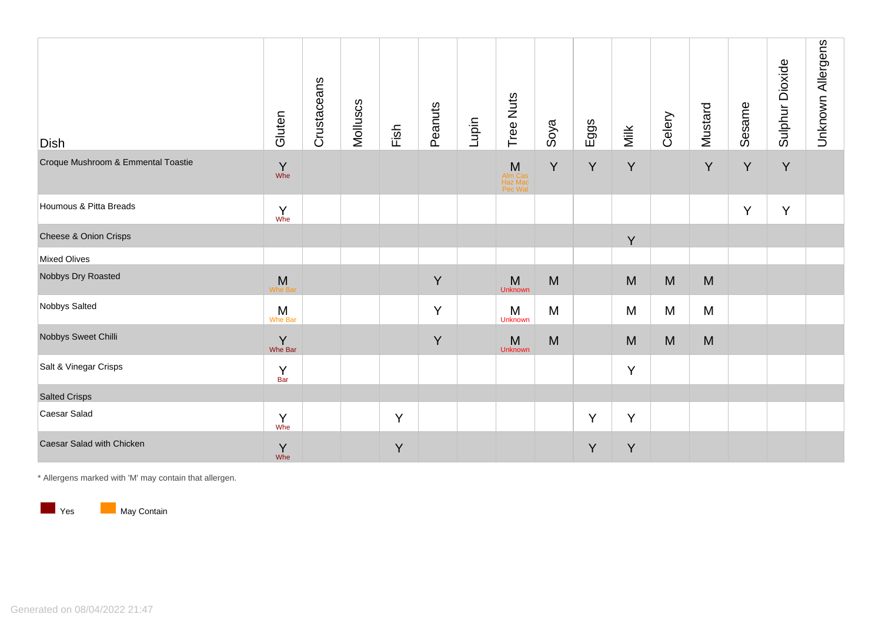| Dish | Gluten | Crustaceans | Molluscs | Fish | Peanuts | Lupin | Tree Nuts | Soya | Eggs | Milk | Celery | Mustard | Sesame | Sulphur Dioxide | Unknown Allergens |
|---|---|---|---|---|---|---|---|---|---|---|---|---|---|---|---|
| Croque Mushroom & Emmental Toastie | Y Whe | | | | | | M Alm Cas Haz Mac Pec Wal | Y | Y | Y | | Y | Y | Y | |
| Houmous & Pitta Breads | Y Whe | | | | | | | | | | | | Y | Y | |
| Cheese & Onion Crisps | | | | | | | | | | Y | | | | | |
| Mixed Olives | | | | | | | | | | | | | | | |
| Nobbys Dry Roasted | M Whe Bar | | | | Y | | M Unknown | M | | M | M | M | | | |
| Nobbys Salted | M Whe Bar | | | | Y | | M Unknown | M | | M | M | M | | | |
| Nobbys Sweet Chilli | Y Whe Bar | | | | Y | | M Unknown | M | | M | M | M | | | |
| Salt & Vinegar Crisps | Y Bar | | | | | | | | | Y | | | | | |
| Salted Crisps | | | | | | | | | | | | | | | |
| Caesar Salad | Y Whe | | | Y | | | | | Y | Y | | | | | |
| Caesar Salad with Chicken | Y Whe | | | Y | | | | | Y | Y | | | | | |

* Allergens marked with 'M' may contain that allergen.

Yes    May Contain

Generated on 08/04/2022 21:47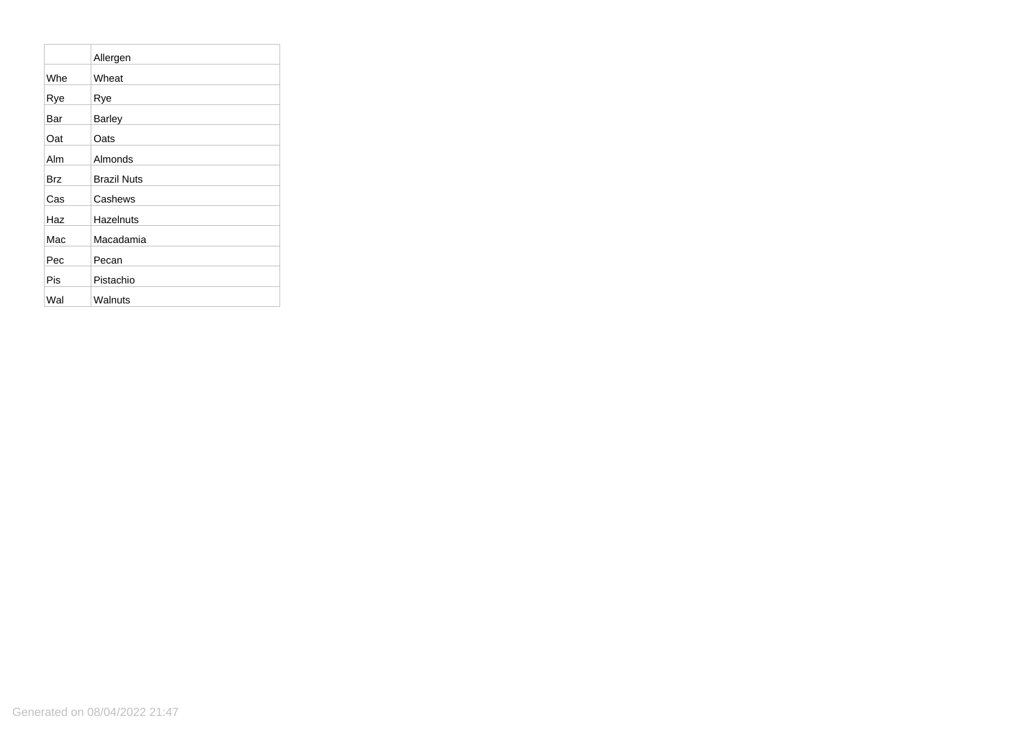| | Allergen |
|---|---|
| Whe | Wheat |
| Rye | Rye |
| Bar | Barley |
| Oat | Oats |
| Alm | Almonds |
| Brz | Brazil Nuts |
| Cas | Cashews |
| Haz | Hazelnuts |
| Mac | Macadamia |
| Pec | Pecan |
| Pis | Pistachio |
| Wal | Walnuts |

Generated on 08/04/2022 21:47